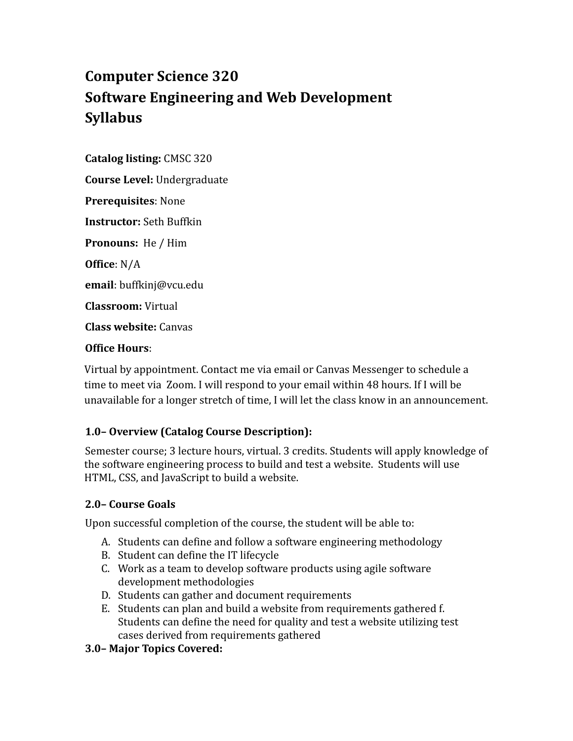# Computer Science 320
# Software Engineering and Web Development
# Syllabus

**Catalog listing:** CMSC 320

**Course Level:** Undergraduate

**Prerequisites**: None

**Instructor:** Seth Buffkin

**Pronouns:** He / Him

**Office**: N/A

**email**: buffkinj@vcu.edu

**Classroom:** Virtual

**Class website:** Canvas

**Office Hours**:

Virtual by appointment. Contact me via email or Canvas Messenger to schedule a time to meet via Zoom. I will respond to your email within 48 hours. If I will be unavailable for a longer stretch of time, I will let the class know in an announcement.

### 1.0– Overview (Catalog Course Description):

Semester course; 3 lecture hours, virtual. 3 credits. Students will apply knowledge of the software engineering process to build and test a website. Students will use HTML, CSS, and JavaScript to build a website.

### 2.0– Course Goals

Upon successful completion of the course, the student will be able to:

A. Students can define and follow a software engineering methodology
B. Student can define the IT lifecycle
C. Work as a team to develop software products using agile software development methodologies
D. Students can gather and document requirements
E. Students can plan and build a website from requirements gathered f. Students can define the need for quality and test a website utilizing test cases derived from requirements gathered

### 3.0– Major Topics Covered: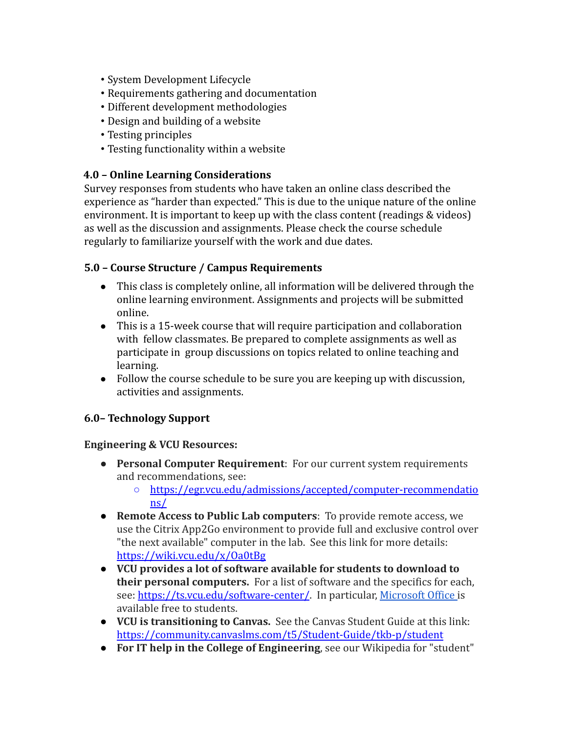- System Development Lifecycle
- Requirements gathering and documentation
- Different development methodologies
- Design and building of a website
- Testing principles
- Testing functionality within a website

## 4.0 – Online Learning Considerations

Survey responses from students who have taken an online class described the experience as "harder than expected." This is due to the unique nature of the online environment. It is important to keep up with the class content (readings & videos) as well as the discussion and assignments. Please check the course schedule regularly to familiarize yourself with the work and due dates.

## 5.0 – Course Structure / Campus Requirements

- This class is completely online, all information will be delivered through the online learning environment. Assignments and projects will be submitted online.
- This is a 15-week course that will require participation and collaboration with fellow classmates. Be prepared to complete assignments as well as participate in group discussions on topics related to online teaching and learning.
- Follow the course schedule to be sure you are keeping up with discussion, activities and assignments.

## 6.0– Technology Support

**Engineering & VCU Resources:**

- **Personal Computer Requirement**: For our current system requirements and recommendations, see:
  - https://egr.vcu.edu/admissions/accepted/computer-recommendations/
- **Remote Access to Public Lab computers**: To provide remote access, we use the Citrix App2Go environment to provide full and exclusive control over "the next available" computer in the lab. See this link for more details: https://wiki.vcu.edu/x/Oa0tBg
- **VCU provides a lot of software available for students to download to their personal computers.** For a list of software and the specifics for each, see: https://ts.vcu.edu/software-center/. In particular, Microsoft Office is available free to students.
- **VCU is transitioning to Canvas.** See the Canvas Student Guide at this link: https://community.canvaslms.com/t5/Student-Guide/tkb-p/student
- **For IT help in the College of Engineering**, see our Wikipedia for "student"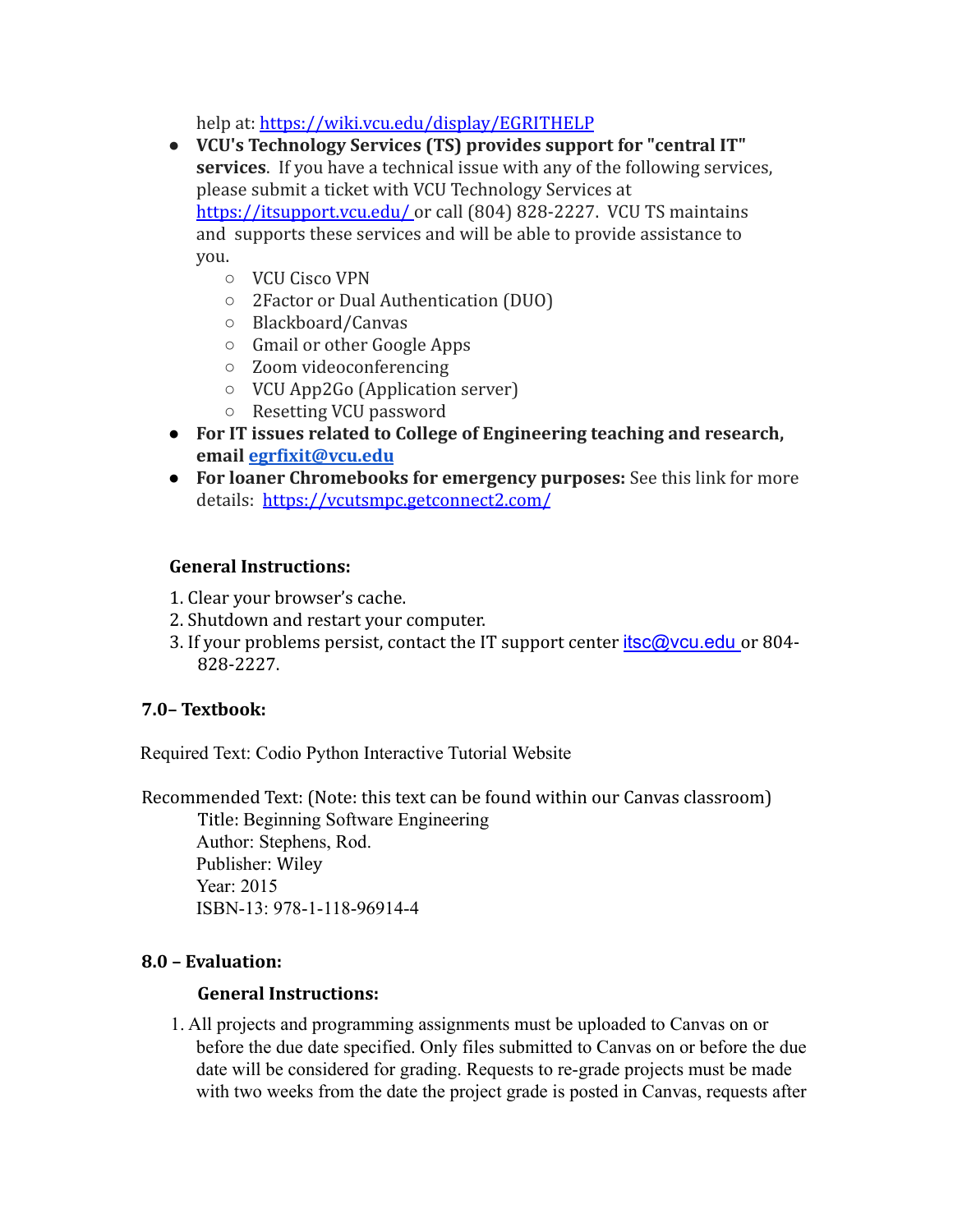help at: https://wiki.vcu.edu/display/EGRITHELP

- **VCU's Technology Services (TS) provides support for "central IT" services**. If you have a technical issue with any of the following services, please submit a ticket with VCU Technology Services at https://itsupport.vcu.edu/ or call (804) 828-2227. VCU TS maintains and supports these services and will be able to provide assistance to you.
  - VCU Cisco VPN
  - 2Factor or Dual Authentication (DUO)
  - Blackboard/Canvas
  - Gmail or other Google Apps
  - Zoom videoconferencing
  - VCU App2Go (Application server)
  - Resetting VCU password
- **For IT issues related to College of Engineering teaching and research, email [egrfixit@vcu.edu](mailto:egrfixit@vcu.edu)**
- **For loaner Chromebooks for emergency purposes:** See this link for more details: https://vcutsmpc.getconnect2.com/

**General Instructions:**

1. Clear your browser's cache.
2. Shutdown and restart your computer.
3. If your problems persist, contact the IT support center itsc@vcu.edu or 804-828-2227.

### 7.0– Textbook:

Required Text: Codio Python Interactive Tutorial Website

Recommended Text: (Note: this text can be found within our Canvas classroom)
Title: Beginning Software Engineering
Author: Stephens, Rod.
Publisher: Wiley
Year: 2015
ISBN-13: 978-1-118-96914-4

### 8.0 – Evaluation:

**General Instructions:**

1. All projects and programming assignments must be uploaded to Canvas on or before the due date specified. Only files submitted to Canvas on or before the due date will be considered for grading. Requests to re-grade projects must be made with two weeks from the date the project grade is posted in Canvas, requests after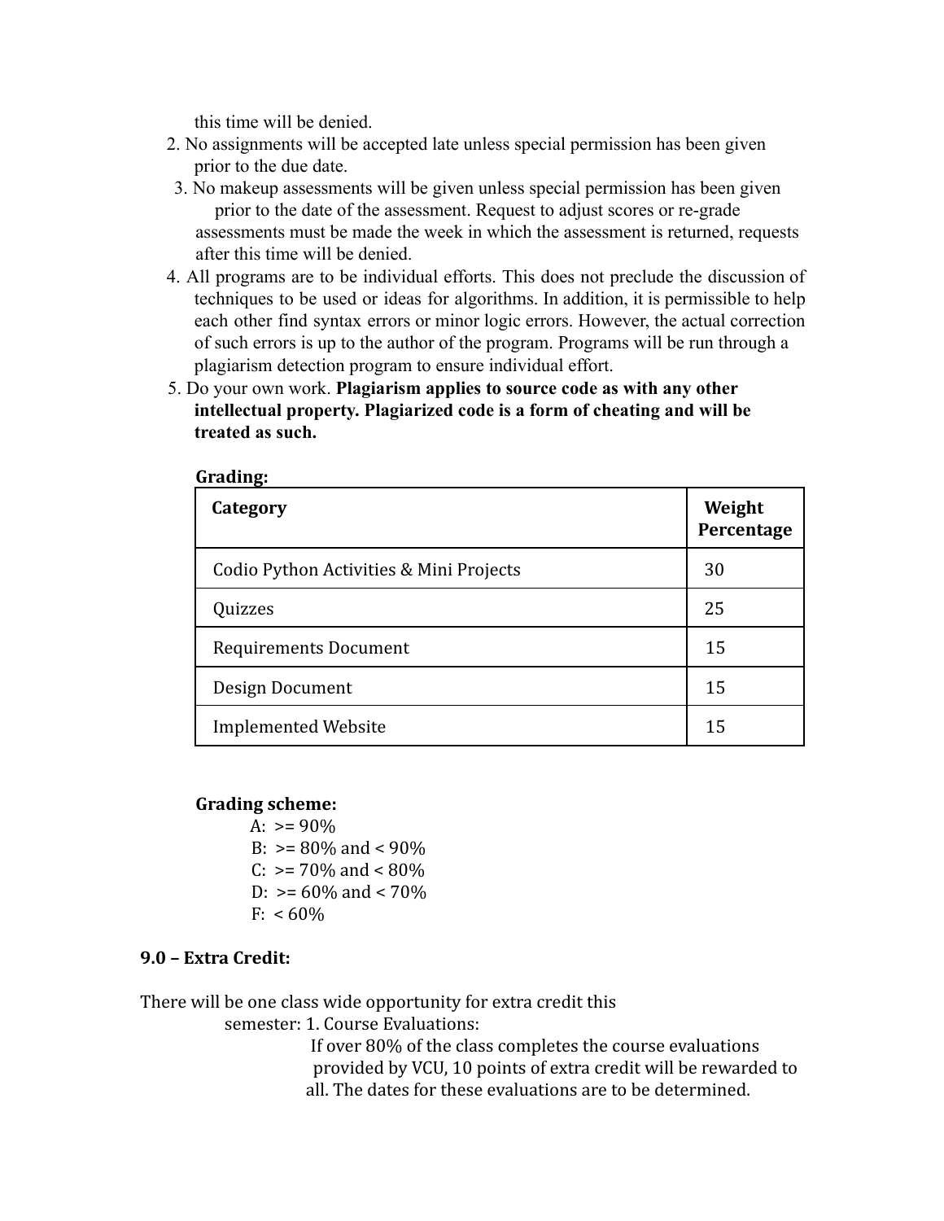this time will be denied.

2. No assignments will be accepted late unless special permission has been given prior to the due date.
3. No makeup assessments will be given unless special permission has been given prior to the date of the assessment. Request to adjust scores or re-grade assessments must be made the week in which the assessment is returned, requests after this time will be denied.
4. All programs are to be individual efforts. This does not preclude the discussion of techniques to be used or ideas for algorithms. In addition, it is permissible to help each other find syntax errors or minor logic errors. However, the actual correction of such errors is up to the author of the program. Programs will be run through a plagiarism detection program to ensure individual effort.
5. Do your own work. **Plagiarism applies to source code as with any other intellectual property. Plagiarized code is a form of cheating and will be treated as such.**

**Grading:**

| Category | Weight Percentage |
|---|---|
| Codio Python Activities & Mini Projects | 30 |
| Quizzes | 25 |
| Requirements Document | 15 |
| Design Document | 15 |
| Implemented Website | 15 |

**Grading scheme:**

A: >= 90%
B: >= 80% and < 90%
C: >= 70% and < 80%
D: >= 60% and < 70%
F: < 60%

## 9.0 – Extra Credit:

There will be one class wide opportunity for extra credit this semester:

1. Course Evaluations:
   If over 80% of the class completes the course evaluations provided by VCU, 10 points of extra credit will be rewarded to all. The dates for these evaluations are to be determined.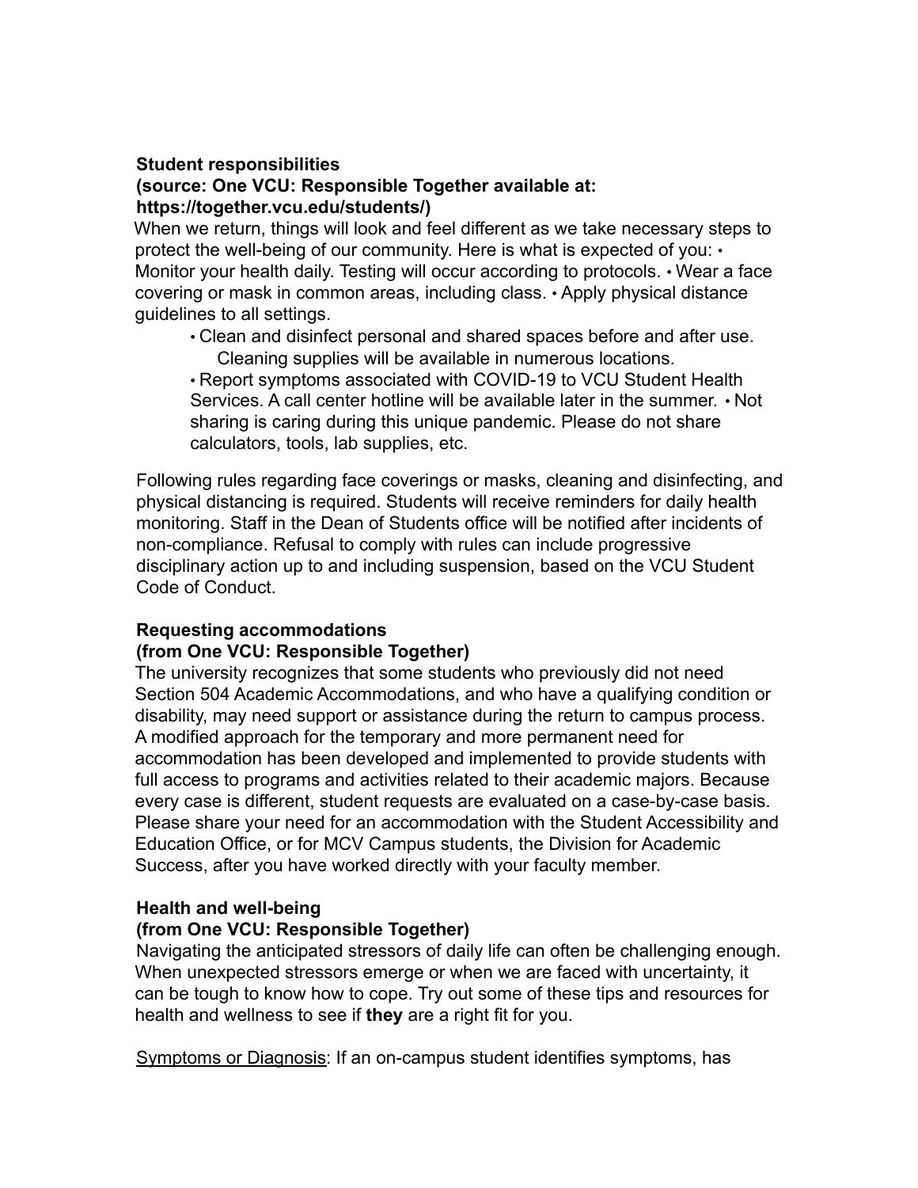**Student responsibilities**
**(source: One VCU: Responsible Together available at: https://together.vcu.edu/students/)**

When we return, things will look and feel different as we take necessary steps to protect the well-being of our community. Here is what is expected of you:

- Monitor your health daily. Testing will occur according to protocols.
- Wear a face covering or mask in common areas, including class.
- Apply physical distance guidelines to all settings.
- Clean and disinfect personal and shared spaces before and after use. Cleaning supplies will be available in numerous locations.
- Report symptoms associated with COVID-19 to VCU Student Health Services. A call center hotline will be available later in the summer.
- Not sharing is caring during this unique pandemic. Please do not share calculators, tools, lab supplies, etc.

Following rules regarding face coverings or masks, cleaning and disinfecting, and physical distancing is required. Students will receive reminders for daily health monitoring. Staff in the Dean of Students office will be notified after incidents of non-compliance. Refusal to comply with rules can include progressive disciplinary action up to and including suspension, based on the VCU Student Code of Conduct.

**Requesting accommodations**
**(from One VCU: Responsible Together)**

The university recognizes that some students who previously did not need Section 504 Academic Accommodations, and who have a qualifying condition or disability, may need support or assistance during the return to campus process. A modified approach for the temporary and more permanent need for accommodation has been developed and implemented to provide students with full access to programs and activities related to their academic majors. Because every case is different, student requests are evaluated on a case-by-case basis. Please share your need for an accommodation with the Student Accessibility and Education Office, or for MCV Campus students, the Division for Academic Success, after you have worked directly with your faculty member.

**Health and well-being**
**(from One VCU: Responsible Together)**

Navigating the anticipated stressors of daily life can often be challenging enough. When unexpected stressors emerge or when we are faced with uncertainty, it can be tough to know how to cope. Try out some of these tips and resources for health and wellness to see if **they** are a right fit for you.

<u>Symptoms or Diagnosis</u>: If an on-campus student identifies symptoms, has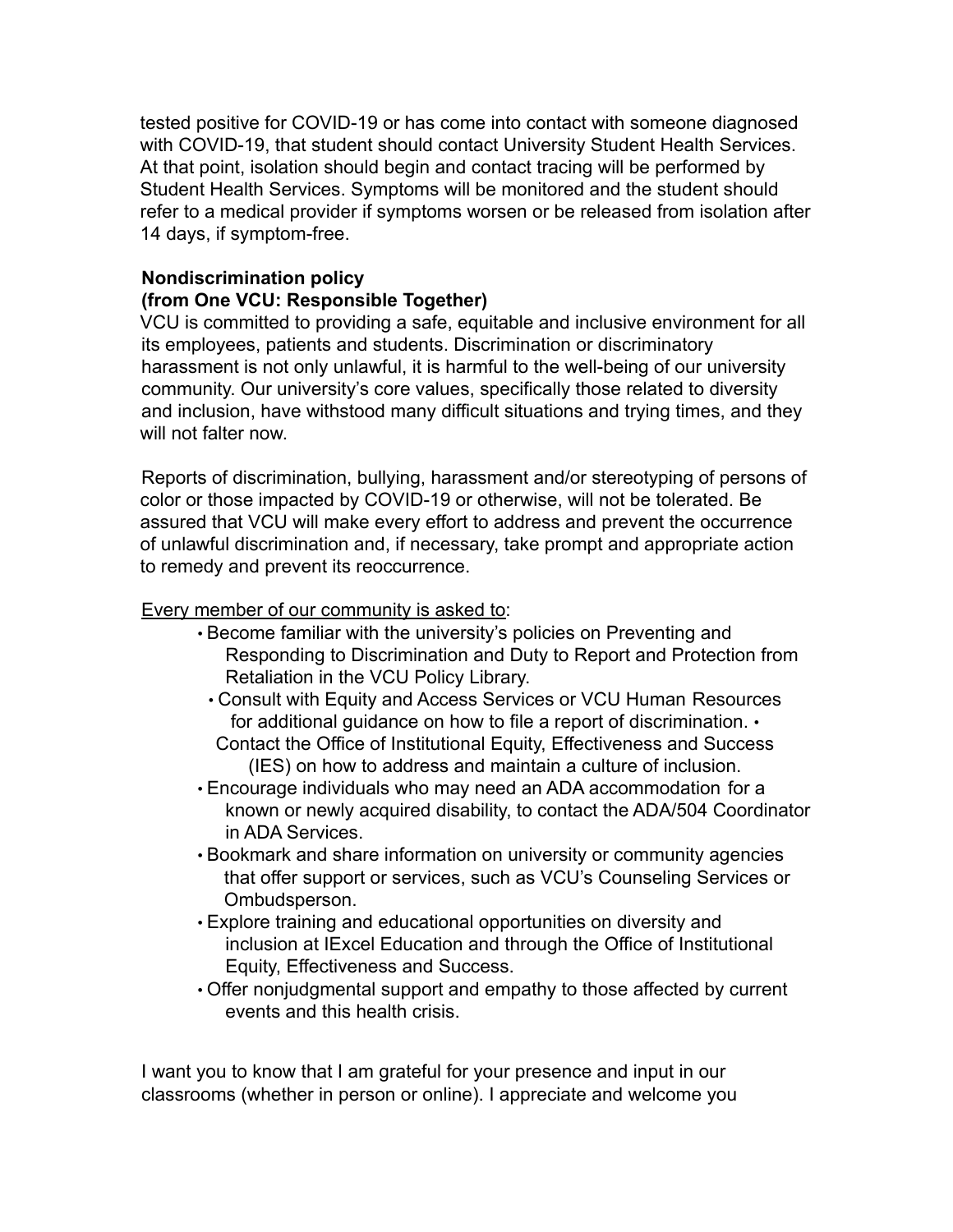tested positive for COVID-19 or has come into contact with someone diagnosed with COVID-19, that student should contact University Student Health Services. At that point, isolation should begin and contact tracing will be performed by Student Health Services. Symptoms will be monitored and the student should refer to a medical provider if symptoms worsen or be released from isolation after 14 days, if symptom-free.

**Nondiscrimination policy**
**(from One VCU: Responsible Together)**

VCU is committed to providing a safe, equitable and inclusive environment for all its employees, patients and students. Discrimination or discriminatory harassment is not only unlawful, it is harmful to the well-being of our university community. Our university's core values, specifically those related to diversity and inclusion, have withstood many difficult situations and trying times, and they will not falter now.

Reports of discrimination, bullying, harassment and/or stereotyping of persons of color or those impacted by COVID-19 or otherwise, will not be tolerated. Be assured that VCU will make every effort to address and prevent the occurrence of unlawful discrimination and, if necessary, take prompt and appropriate action to remedy and prevent its reoccurrence.

<u>Every member of our community is asked to</u>:

- Become familiar with the university's policies on Preventing and Responding to Discrimination and Duty to Report and Protection from Retaliation in the VCU Policy Library.
- Consult with Equity and Access Services or VCU Human Resources for additional guidance on how to file a report of discrimination.
- Contact the Office of Institutional Equity, Effectiveness and Success (IES) on how to address and maintain a culture of inclusion.
- Encourage individuals who may need an ADA accommodation for a known or newly acquired disability, to contact the ADA/504 Coordinator in ADA Services.
- Bookmark and share information on university or community agencies that offer support or services, such as VCU's Counseling Services or Ombudsperson.
- Explore training and educational opportunities on diversity and inclusion at IExcel Education and through the Office of Institutional Equity, Effectiveness and Success.
- Offer nonjudgmental support and empathy to those affected by current events and this health crisis.

I want you to know that I am grateful for your presence and input in our classrooms (whether in person or online). I appreciate and welcome you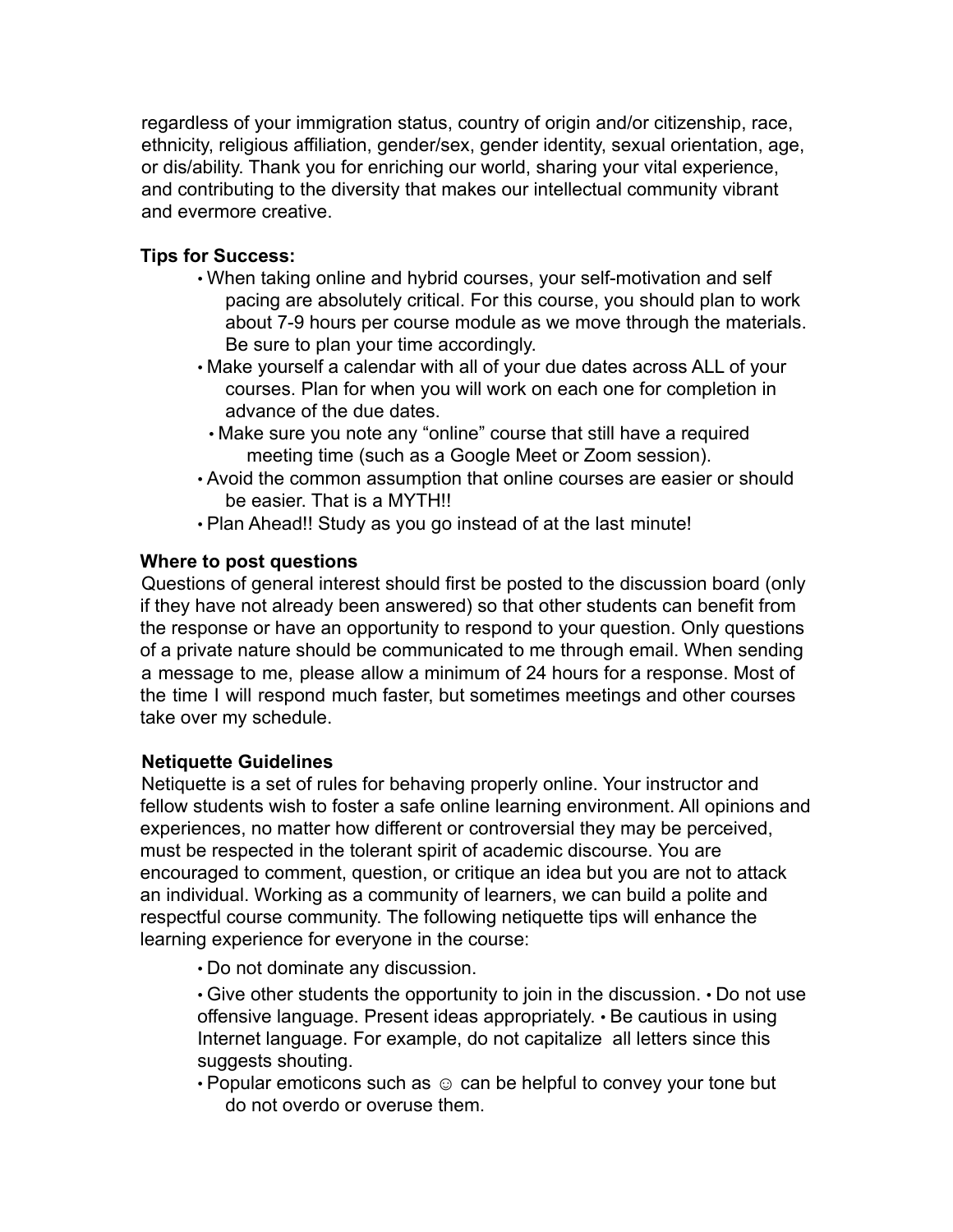regardless of your immigration status, country of origin and/or citizenship, race, ethnicity, religious affiliation, gender/sex, gender identity, sexual orientation, age, or dis/ability. Thank you for enriching our world, sharing your vital experience, and contributing to the diversity that makes our intellectual community vibrant and evermore creative.

**Tips for Success:**

- When taking online and hybrid courses, your self-motivation and self pacing are absolutely critical. For this course, you should plan to work about 7-9 hours per course module as we move through the materials. Be sure to plan your time accordingly.
- Make yourself a calendar with all of your due dates across ALL of your courses. Plan for when you will work on each one for completion in advance of the due dates.
- Make sure you note any "online" course that still have a required meeting time (such as a Google Meet or Zoom session).
- Avoid the common assumption that online courses are easier or should be easier. That is a MYTH!!
- Plan Ahead!! Study as you go instead of at the last minute!

**Where to post questions**

Questions of general interest should first be posted to the discussion board (only if they have not already been answered) so that other students can benefit from the response or have an opportunity to respond to your question. Only questions of a private nature should be communicated to me through email. When sending a message to me, please allow a minimum of 24 hours for a response. Most of the time I will respond much faster, but sometimes meetings and other courses take over my schedule.

**Netiquette Guidelines**

Netiquette is a set of rules for behaving properly online. Your instructor and fellow students wish to foster a safe online learning environment. All opinions and experiences, no matter how different or controversial they may be perceived, must be respected in the tolerant spirit of academic discourse. You are encouraged to comment, question, or critique an idea but you are not to attack an individual. Working as a community of learners, we can build a polite and respectful course community. The following netiquette tips will enhance the learning experience for everyone in the course:

- Do not dominate any discussion.
- Give other students the opportunity to join in the discussion.
- Do not use offensive language. Present ideas appropriately.
- Be cautious in using Internet language. For example, do not capitalize all letters since this suggests shouting.
- Popular emoticons such as ☺ can be helpful to convey your tone but do not overdo or overuse them.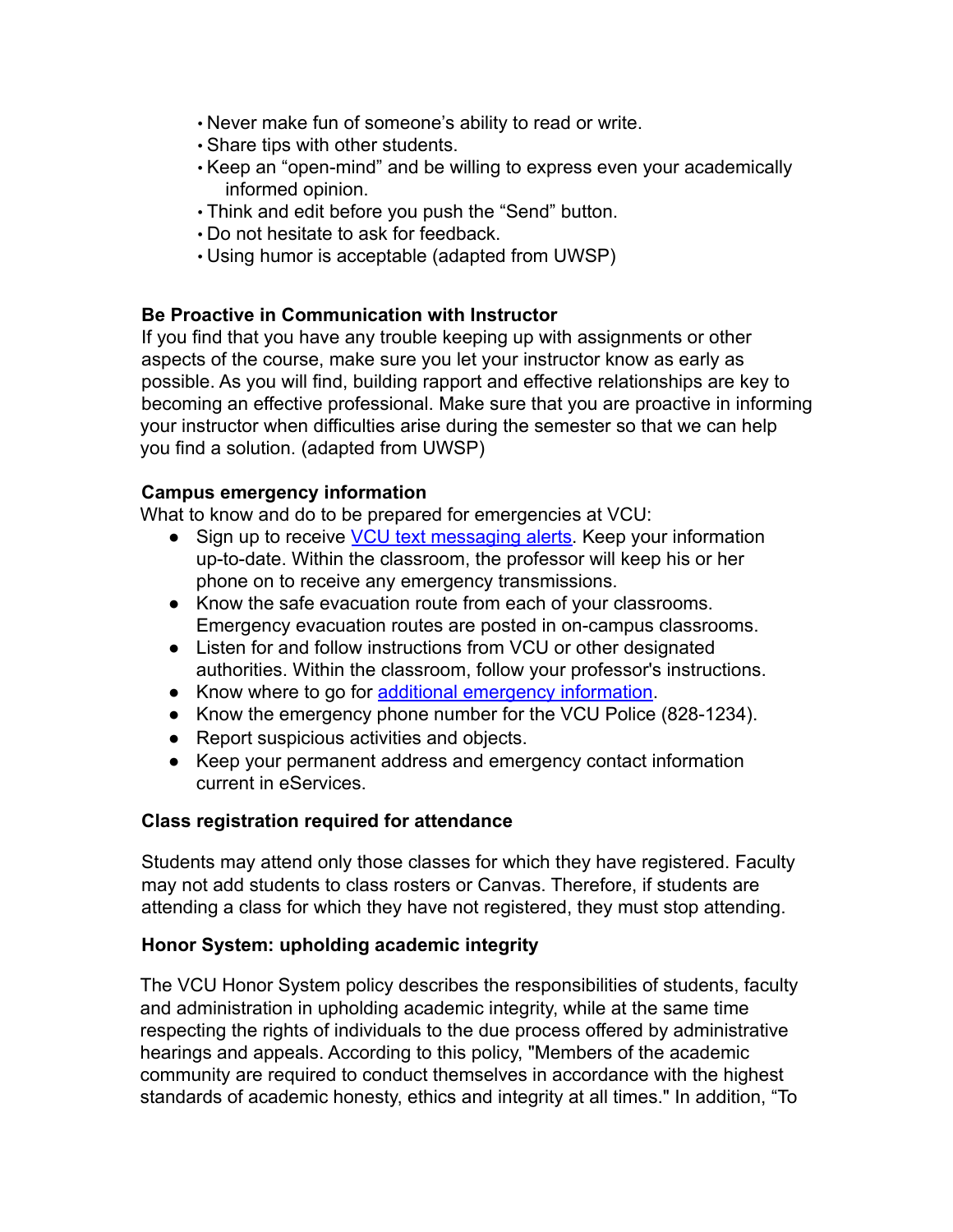- Never make fun of someone's ability to read or write.
- Share tips with other students.
- Keep an "open-mind" and be willing to express even your academically informed opinion.
- Think and edit before you push the "Send" button.
- Do not hesitate to ask for feedback.
- Using humor is acceptable (adapted from UWSP)

**Be Proactive in Communication with Instructor**

If you find that you have any trouble keeping up with assignments or other aspects of the course, make sure you let your instructor know as early as possible. As you will find, building rapport and effective relationships are key to becoming an effective professional. Make sure that you are proactive in informing your instructor when difficulties arise during the semester so that we can help you find a solution. (adapted from UWSP)

**Campus emergency information**

What to know and do to be prepared for emergencies at VCU:

- Sign up to receive VCU text messaging alerts. Keep your information up-to-date. Within the classroom, the professor will keep his or her phone on to receive any emergency transmissions.
- Know the safe evacuation route from each of your classrooms. Emergency evacuation routes are posted in on-campus classrooms.
- Listen for and follow instructions from VCU or other designated authorities. Within the classroom, follow your professor's instructions.
- Know where to go for additional emergency information.
- Know the emergency phone number for the VCU Police (828-1234).
- Report suspicious activities and objects.
- Keep your permanent address and emergency contact information current in eServices.

**Class registration required for attendance**

Students may attend only those classes for which they have registered. Faculty may not add students to class rosters or Canvas. Therefore, if students are attending a class for which they have not registered, they must stop attending.

**Honor System: upholding academic integrity**

The VCU Honor System policy describes the responsibilities of students, faculty and administration in upholding academic integrity, while at the same time respecting the rights of individuals to the due process offered by administrative hearings and appeals. According to this policy, "Members of the academic community are required to conduct themselves in accordance with the highest standards of academic honesty, ethics and integrity at all times." In addition, "To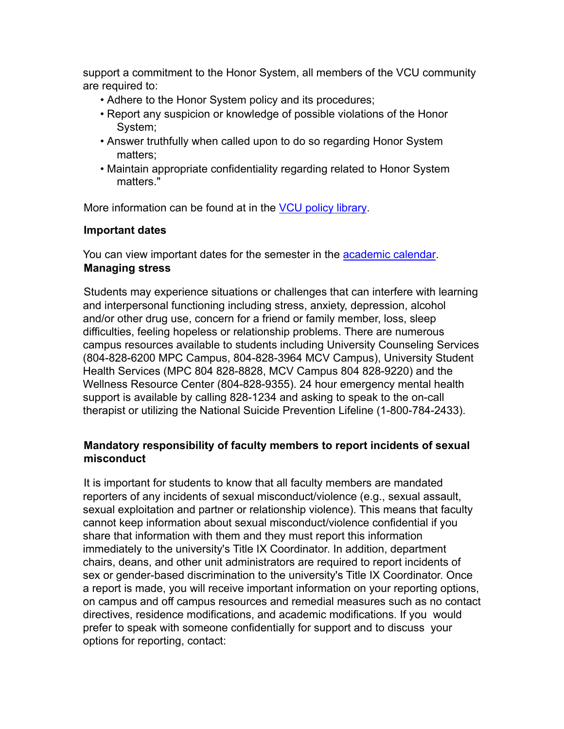support a commitment to the Honor System, all members of the VCU community are required to:

- Adhere to the Honor System policy and its procedures;
- Report any suspicion or knowledge of possible violations of the Honor System;
- Answer truthfully when called upon to do so regarding Honor System matters;
- Maintain appropriate confidentiality regarding related to Honor System matters."

More information can be found at in the [VCU policy library](#).

**Important dates**

You can view important dates for the semester in the [academic calendar](#).

**Managing stress**

Students may experience situations or challenges that can interfere with learning and interpersonal functioning including stress, anxiety, depression, alcohol and/or other drug use, concern for a friend or family member, loss, sleep difficulties, feeling hopeless or relationship problems. There are numerous campus resources available to students including University Counseling Services (804-828-6200 MPC Campus, 804-828-3964 MCV Campus), University Student Health Services (MPC 804 828-8828, MCV Campus 804 828-9220) and the Wellness Resource Center (804-828-9355). 24 hour emergency mental health support is available by calling 828-1234 and asking to speak to the on-call therapist or utilizing the National Suicide Prevention Lifeline (1-800-784-2433).

**Mandatory responsibility of faculty members to report incidents of sexual misconduct**

It is important for students to know that all faculty members are mandated reporters of any incidents of sexual misconduct/violence (e.g., sexual assault, sexual exploitation and partner or relationship violence). This means that faculty cannot keep information about sexual misconduct/violence confidential if you share that information with them and they must report this information immediately to the university's Title IX Coordinator. In addition, department chairs, deans, and other unit administrators are required to report incidents of sex or gender-based discrimination to the university's Title IX Coordinator. Once a report is made, you will receive important information on your reporting options, on campus and off campus resources and remedial measures such as no contact directives, residence modifications, and academic modifications. If you would prefer to speak with someone confidentially for support and to discuss your options for reporting, contact: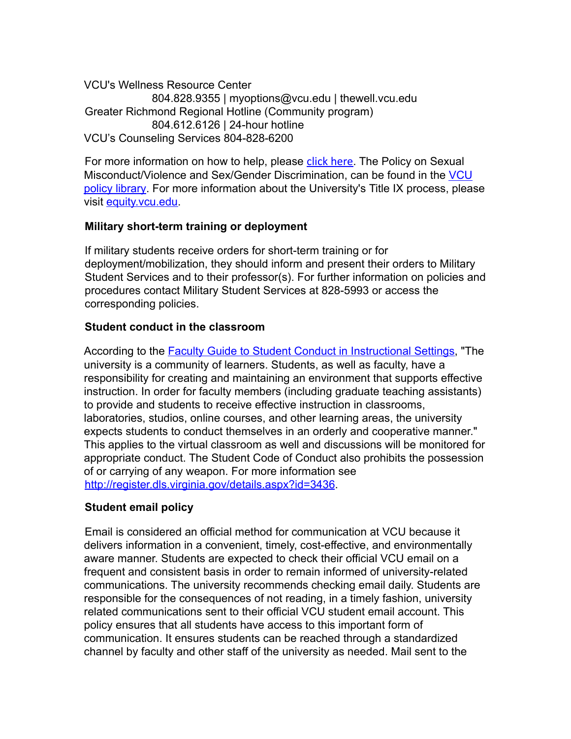VCU's Wellness Resource Center
804.828.9355 | myoptions@vcu.edu | thewell.vcu.edu
Greater Richmond Regional Hotline (Community program)
804.612.6126 | 24-hour hotline
VCU's Counseling Services 804-828-6200

For more information on how to help, please click here. The Policy on Sexual Misconduct/Violence and Sex/Gender Discrimination, can be found in the VCU policy library. For more information about the University's Title IX process, please visit equity.vcu.edu.

**Military short-term training or deployment**

If military students receive orders for short-term training or for deployment/mobilization, they should inform and present their orders to Military Student Services and to their professor(s). For further information on policies and procedures contact Military Student Services at 828-5993 or access the corresponding policies.

**Student conduct in the classroom**

According to the Faculty Guide to Student Conduct in Instructional Settings, "The university is a community of learners. Students, as well as faculty, have a responsibility for creating and maintaining an environment that supports effective instruction. In order for faculty members (including graduate teaching assistants) to provide and students to receive effective instruction in classrooms, laboratories, studios, online courses, and other learning areas, the university expects students to conduct themselves in an orderly and cooperative manner." This applies to the virtual classroom as well and discussions will be monitored for appropriate conduct. The Student Code of Conduct also prohibits the possession of or carrying of any weapon. For more information see http://register.dls.virginia.gov/details.aspx?id=3436.

**Student email policy**

Email is considered an official method for communication at VCU because it delivers information in a convenient, timely, cost-effective, and environmentally aware manner. Students are expected to check their official VCU email on a frequent and consistent basis in order to remain informed of university-related communications. The university recommends checking email daily. Students are responsible for the consequences of not reading, in a timely fashion, university related communications sent to their official VCU student email account. This policy ensures that all students have access to this important form of communication. It ensures students can be reached through a standardized channel by faculty and other staff of the university as needed. Mail sent to the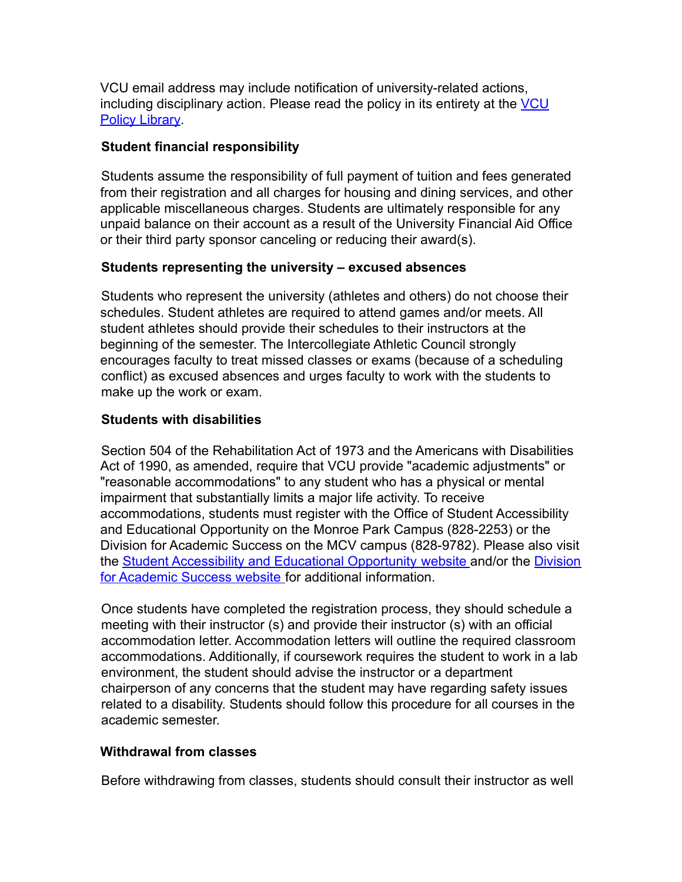VCU email address may include notification of university-related actions, including disciplinary action. Please read the policy in its entirety at the [VCU Policy Library](#).

**Student financial responsibility**

Students assume the responsibility of full payment of tuition and fees generated from their registration and all charges for housing and dining services, and other applicable miscellaneous charges. Students are ultimately responsible for any unpaid balance on their account as a result of the University Financial Aid Office or their third party sponsor canceling or reducing their award(s).

**Students representing the university – excused absences**

Students who represent the university (athletes and others) do not choose their schedules. Student athletes are required to attend games and/or meets. All student athletes should provide their schedules to their instructors at the beginning of the semester. The Intercollegiate Athletic Council strongly encourages faculty to treat missed classes or exams (because of a scheduling conflict) as excused absences and urges faculty to work with the students to make up the work or exam.

**Students with disabilities**

Section 504 of the Rehabilitation Act of 1973 and the Americans with Disabilities Act of 1990, as amended, require that VCU provide "academic adjustments" or "reasonable accommodations" to any student who has a physical or mental impairment that substantially limits a major life activity. To receive accommodations, students must register with the Office of Student Accessibility and Educational Opportunity on the Monroe Park Campus (828-2253) or the Division for Academic Success on the MCV campus (828-9782). Please also visit the [Student Accessibility and Educational Opportunity website](#) and/or the [Division for Academic Success website](#) for additional information.

Once students have completed the registration process, they should schedule a meeting with their instructor (s) and provide their instructor (s) with an official accommodation letter. Accommodation letters will outline the required classroom accommodations. Additionally, if coursework requires the student to work in a lab environment, the student should advise the instructor or a department chairperson of any concerns that the student may have regarding safety issues related to a disability. Students should follow this procedure for all courses in the academic semester.

**Withdrawal from classes**

Before withdrawing from classes, students should consult their instructor as well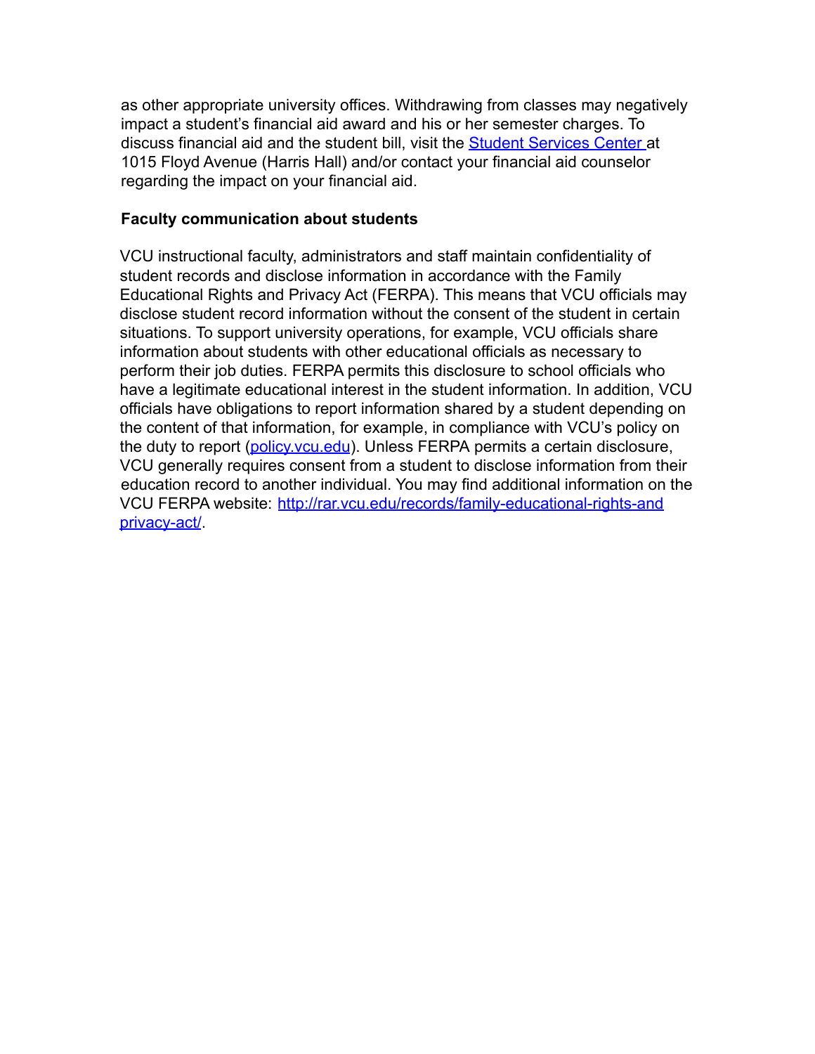as other appropriate university offices. Withdrawing from classes may negatively impact a student's financial aid award and his or her semester charges. To discuss financial aid and the student bill, visit the [Student Services Center](#) at 1015 Floyd Avenue (Harris Hall) and/or contact your financial aid counselor regarding the impact on your financial aid.

**Faculty communication about students**

VCU instructional faculty, administrators and staff maintain confidentiality of student records and disclose information in accordance with the Family Educational Rights and Privacy Act (FERPA). This means that VCU officials may disclose student record information without the consent of the student in certain situations. To support university operations, for example, VCU officials share information about students with other educational officials as necessary to perform their job duties. FERPA permits this disclosure to school officials who have a legitimate educational interest in the student information. In addition, VCU officials have obligations to report information shared by a student depending on the content of that information, for example, in compliance with VCU's policy on the duty to report ([policy.vcu.edu](policy.vcu.edu)). Unless FERPA permits a certain disclosure, VCU generally requires consent from a student to disclose information from their education record to another individual. You may find additional information on the VCU FERPA website: [http://rar.vcu.edu/records/family-educational-rights-and privacy-act/](http://rar.vcu.edu/records/family-educational-rights-and-privacy-act/).